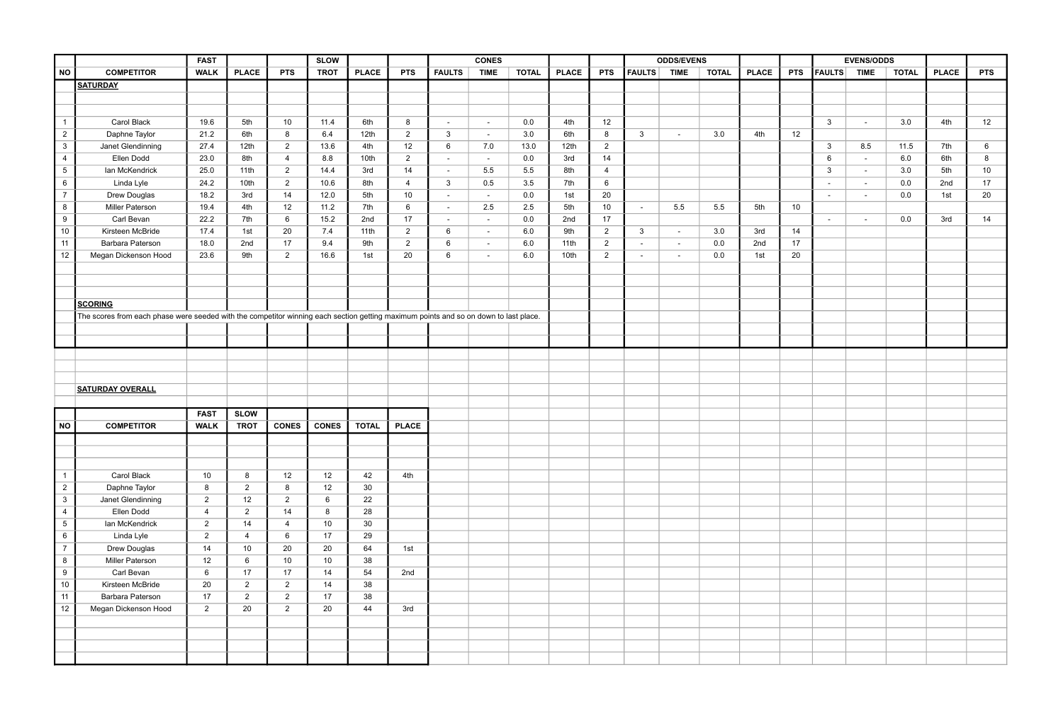| | | FAST | | | SLOW | | | CONES | | | | | ODDS/EVENS | | | | | EVENS/ODDS | | | | |
|---|---|---|---|---|---|---|---|---|---|---|---|---|---|---|---|---|---|---|---|---|---|---|
| NO | COMPETITOR | WALK | PLACE | PTS | TROT | PLACE | PTS | FAULTS | TIME | TOTAL | PLACE | PTS | FAULTS | TIME | TOTAL | PLACE | PTS | FAULTS | TIME | TOTAL | PLACE | PTS |
| | **SATURDAY** | | | | | | | | | | | | | | | | | | | | | |
| 1 | Carol Black | 19.6 | 5th | 10 | 11.4 | 6th | 8 | - | - | 0.0 | 4th | 12 | | | | | | 3 | - | 3.0 | 4th | 12 |
| 2 | Daphne Taylor | 21.2 | 6th | 8 | 6.4 | 12th | 2 | 3 | - | 3.0 | 6th | 8 | 3 | - | 3.0 | 4th | 12 | | | | | |
| 3 | Janet Glendinning | 27.4 | 12th | 2 | 13.6 | 4th | 12 | 6 | 7.0 | 13.0 | 12th | 2 | | | | | | 3 | 8.5 | 11.5 | 7th | 6 |
| 4 | Ellen Dodd | 23.0 | 8th | 4 | 8.8 | 10th | 2 | - | - | 0.0 | 3rd | 14 | | | | | | 6 | - | 6.0 | 6th | 8 |
| 5 | Ian McKendrick | 25.0 | 11th | 2 | 14.4 | 3rd | 14 | - | 5.5 | 5.5 | 8th | 4 | | | | | | 3 | - | 3.0 | 5th | 10 |
| 6 | Linda Lyle | 24.2 | 10th | 2 | 10.6 | 8th | 4 | 3 | 0.5 | 3.5 | 7th | 6 | | | | | | - | - | 0.0 | 2nd | 17 |
| 7 | Drew Douglas | 18.2 | 3rd | 14 | 12.0 | 5th | 10 | - | - | 0.0 | 1st | 20 | | | | | | - | - | 0.0 | 1st | 20 |
| 8 | Miller Paterson | 19.4 | 4th | 12 | 11.2 | 7th | 6 | - | 2.5 | 2.5 | 5th | 10 | - | 5.5 | 5.5 | 5th | 10 | | | | | |
| 9 | Carl Bevan | 22.2 | 7th | 6 | 15.2 | 2nd | 17 | - | - | 0.0 | 2nd | 17 | | | | | | - | - | 0.0 | 3rd | 14 |
| 10 | Kirsteen McBride | 17.4 | 1st | 20 | 7.4 | 11th | 2 | 6 | - | 6.0 | 9th | 2 | 3 | - | 3.0 | 3rd | 14 | | | | | |
| 11 | Barbara Paterson | 18.0 | 2nd | 17 | 9.4 | 9th | 2 | 6 | - | 6.0 | 11th | 2 | - | - | 0.0 | 2nd | 17 | | | | | |
| 12 | Megan Dickenson Hood | 23.6 | 9th | 2 | 16.6 | 1st | 20 | 6 | - | 6.0 | 10th | 2 | - | - | 0.0 | 1st | 20 | | | | | |

**SCORING**

The scores from each phase were seeded with the competitor winning each section getting maximum points and so on down to last place.

**SATURDAY OVERALL**

| | | FAST | SLOW | | | | |
|---|---|---|---|---|---|---|---|
| NO | COMPETITOR | WALK | TROT | CONES | CONES | TOTAL | PLACE |
| 1 | Carol Black | 10 | 8 | 12 | 12 | 42 | 4th |
| 2 | Daphne Taylor | 8 | 2 | 8 | 12 | 30 | |
| 3 | Janet Glendinning | 2 | 12 | 2 | 6 | 22 | |
| 4 | Ellen Dodd | 4 | 2 | 14 | 8 | 28 | |
| 5 | Ian McKendrick | 2 | 14 | 4 | 10 | 30 | |
| 6 | Linda Lyle | 2 | 4 | 6 | 17 | 29 | |
| 7 | Drew Douglas | 14 | 10 | 20 | 20 | 64 | 1st |
| 8 | Miller Paterson | 12 | 6 | 10 | 10 | 38 | |
| 9 | Carl Bevan | 6 | 17 | 17 | 14 | 54 | 2nd |
| 10 | Kirsteen McBride | 20 | 2 | 2 | 14 | 38 | |
| 11 | Barbara Paterson | 17 | 2 | 2 | 17 | 38 | |
| 12 | Megan Dickenson Hood | 2 | 20 | 2 | 20 | 44 | 3rd |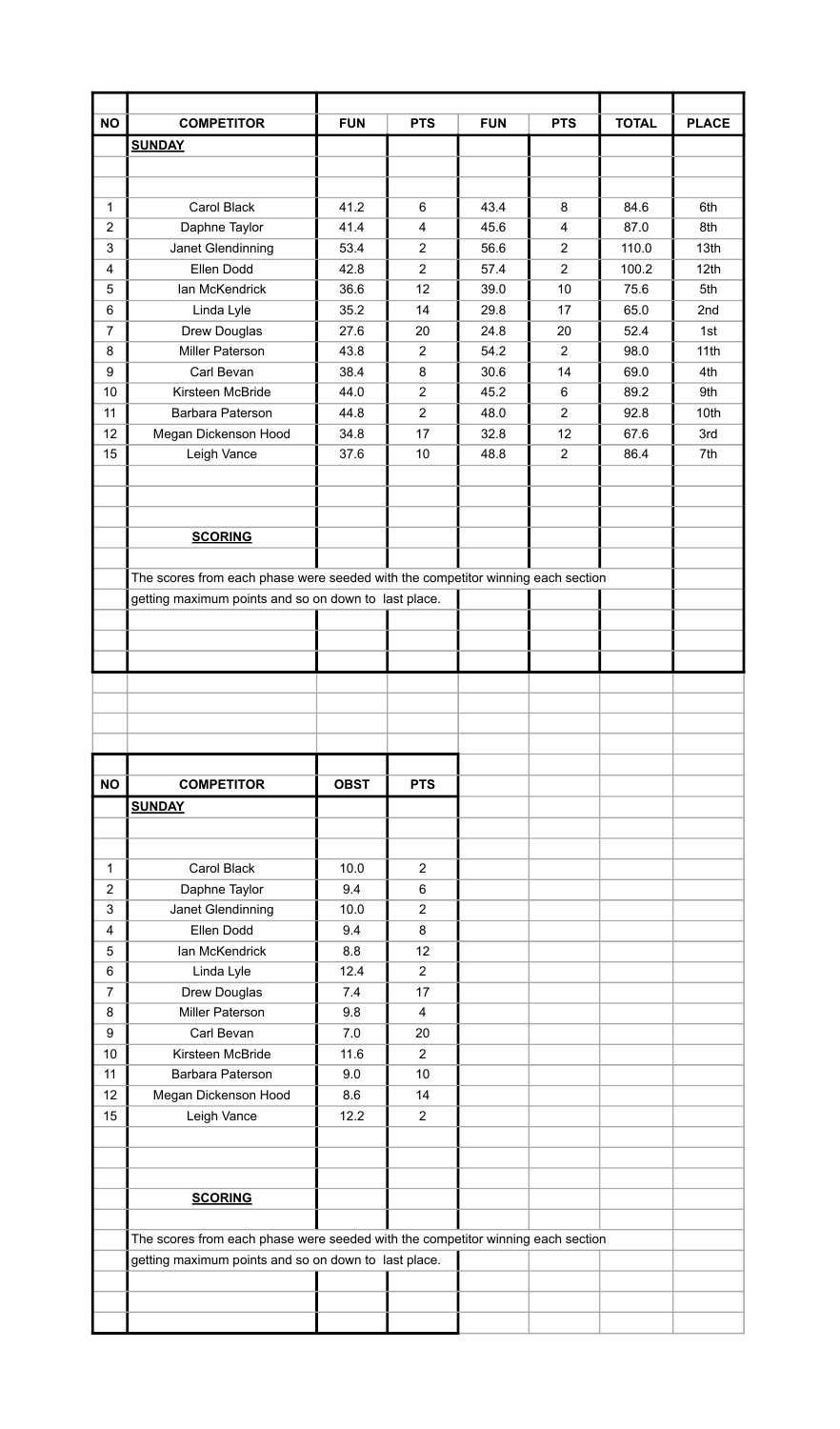| NO | COMPETITOR | FUN | PTS | FUN | PTS | TOTAL | PLACE |
|---|---|---|---|---|---|---|---|
| | **SUNDAY** | | | | | | |
| 1 | Carol Black | 41.2 | 6 | 43.4 | 8 | 84.6 | 6th |
| 2 | Daphne Taylor | 41.4 | 4 | 45.6 | 4 | 87.0 | 8th |
| 3 | Janet Glendinning | 53.4 | 2 | 56.6 | 2 | 110.0 | 13th |
| 4 | Ellen Dodd | 42.8 | 2 | 57.4 | 2 | 100.2 | 12th |
| 5 | Ian McKendrick | 36.6 | 12 | 39.0 | 10 | 75.6 | 5th |
| 6 | Linda Lyle | 35.2 | 14 | 29.8 | 17 | 65.0 | 2nd |
| 7 | Drew Douglas | 27.6 | 20 | 24.8 | 20 | 52.4 | 1st |
| 8 | Miller Paterson | 43.8 | 2 | 54.2 | 2 | 98.0 | 11th |
| 9 | Carl Bevan | 38.4 | 8 | 30.6 | 14 | 69.0 | 4th |
| 10 | Kirsteen McBride | 44.0 | 2 | 45.2 | 6 | 89.2 | 9th |
| 11 | Barbara Paterson | 44.8 | 2 | 48.0 | 2 | 92.8 | 10th |
| 12 | Megan Dickenson Hood | 34.8 | 17 | 32.8 | 12 | 67.6 | 3rd |
| 15 | Leigh Vance | 37.6 | 10 | 48.8 | 2 | 86.4 | 7th |

**SCORING**

The scores from each phase were seeded with the competitor winning each section getting maximum points and so on down to last place.

| NO | COMPETITOR | OBST | PTS |
|---|---|---|---|
| | **SUNDAY** | | |
| 1 | Carol Black | 10.0 | 2 |
| 2 | Daphne Taylor | 9.4 | 6 |
| 3 | Janet Glendinning | 10.0 | 2 |
| 4 | Ellen Dodd | 9.4 | 8 |
| 5 | Ian McKendrick | 8.8 | 12 |
| 6 | Linda Lyle | 12.4 | 2 |
| 7 | Drew Douglas | 7.4 | 17 |
| 8 | Miller Paterson | 9.8 | 4 |
| 9 | Carl Bevan | 7.0 | 20 |
| 10 | Kirsteen McBride | 11.6 | 2 |
| 11 | Barbara Paterson | 9.0 | 10 |
| 12 | Megan Dickenson Hood | 8.6 | 14 |
| 15 | Leigh Vance | 12.2 | 2 |

**SCORING**

The scores from each phase were seeded with the competitor winning each section getting maximum points and so on down to last place.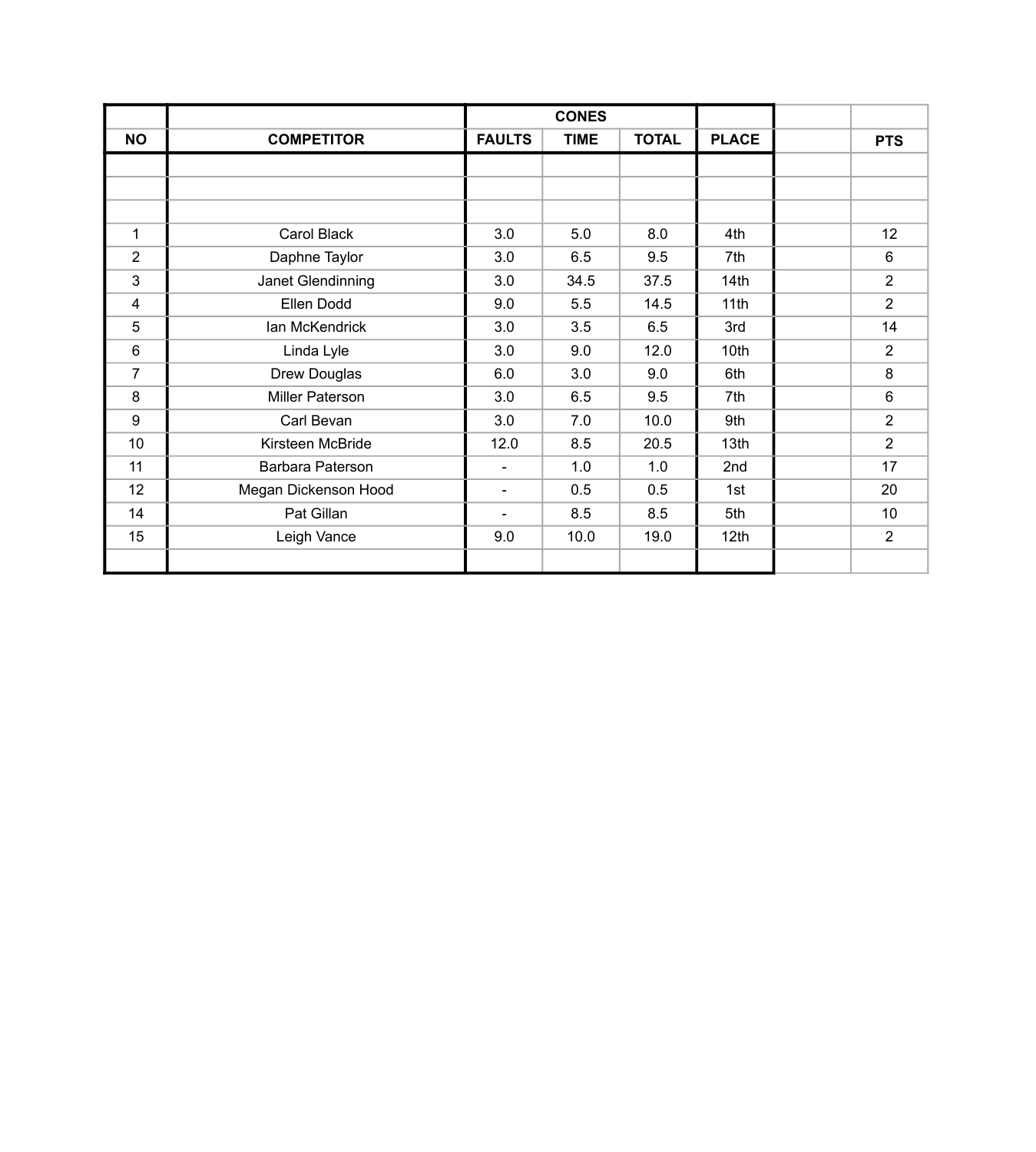| NO | COMPETITOR | CONES | | | PLACE | | PTS |
|---|---|---|---|---|---|---|---|
| | | FAULTS | TIME | TOTAL | | | |
| | | | | | | | |
| | | | | | | | |
| | | | | | | | |
| 1 | Carol Black | 3.0 | 5.0 | 8.0 | 4th | | 12 |
| 2 | Daphne Taylor | 3.0 | 6.5 | 9.5 | 7th | | 6 |
| 3 | Janet Glendinning | 3.0 | 34.5 | 37.5 | 14th | | 2 |
| 4 | Ellen Dodd | 9.0 | 5.5 | 14.5 | 11th | | 2 |
| 5 | Ian McKendrick | 3.0 | 3.5 | 6.5 | 3rd | | 14 |
| 6 | Linda Lyle | 3.0 | 9.0 | 12.0 | 10th | | 2 |
| 7 | Drew Douglas | 6.0 | 3.0 | 9.0 | 6th | | 8 |
| 8 | Miller Paterson | 3.0 | 6.5 | 9.5 | 7th | | 6 |
| 9 | Carl Bevan | 3.0 | 7.0 | 10.0 | 9th | | 2 |
| 10 | Kirsteen McBride | 12.0 | 8.5 | 20.5 | 13th | | 2 |
| 11 | Barbara Paterson | - | 1.0 | 1.0 | 2nd | | 17 |
| 12 | Megan Dickenson Hood | - | 0.5 | 0.5 | 1st | | 20 |
| 14 | Pat Gillan | - | 8.5 | 8.5 | 5th | | 10 |
| 15 | Leigh Vance | 9.0 | 10.0 | 19.0 | 12th | | 2 |
| | | | | | | | |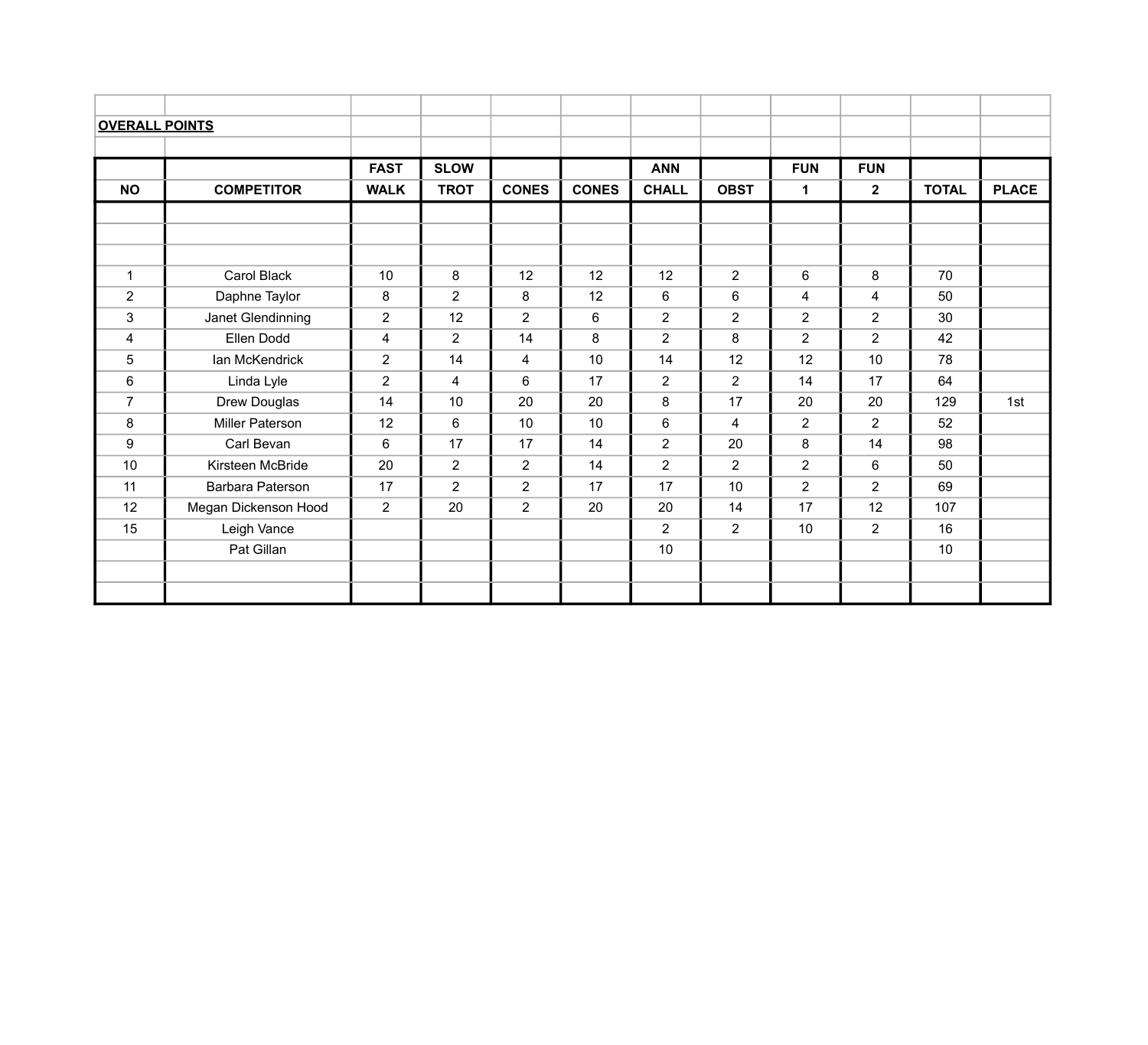**OVERALL POINTS**

| NO | COMPETITOR | FAST WALK | SLOW TROT | CONES | CONES | ANN CHALL | OBST | FUN 1 | FUN 2 | TOTAL | PLACE |
|---|---|---|---|---|---|---|---|---|---|---|---|
| 1 | Carol Black | 10 | 8 | 12 | 12 | 12 | 2 | 6 | 8 | 70 | |
| 2 | Daphne Taylor | 8 | 2 | 8 | 12 | 6 | 6 | 4 | 4 | 50 | |
| 3 | Janet Glendinning | 2 | 12 | 2 | 6 | 2 | 2 | 2 | 2 | 30 | |
| 4 | Ellen Dodd | 4 | 2 | 14 | 8 | 2 | 8 | 2 | 2 | 42 | |
| 5 | Ian McKendrick | 2 | 14 | 4 | 10 | 14 | 12 | 12 | 10 | 78 | |
| 6 | Linda Lyle | 2 | 4 | 6 | 17 | 2 | 2 | 14 | 17 | 64 | |
| 7 | Drew Douglas | 14 | 10 | 20 | 20 | 8 | 17 | 20 | 20 | 129 | 1st |
| 8 | Miller Paterson | 12 | 6 | 10 | 10 | 6 | 4 | 2 | 2 | 52 | |
| 9 | Carl Bevan | 6 | 17 | 17 | 14 | 2 | 20 | 8 | 14 | 98 | |
| 10 | Kirsteen McBride | 20 | 2 | 2 | 14 | 2 | 2 | 2 | 6 | 50 | |
| 11 | Barbara Paterson | 17 | 2 | 2 | 17 | 17 | 10 | 2 | 2 | 69 | |
| 12 | Megan Dickenson Hood | 2 | 20 | 2 | 20 | 20 | 14 | 17 | 12 | 107 | |
| 15 | Leigh Vance | | | | | 2 | 2 | 10 | 2 | 16 | |
| | Pat Gillan | | | | | 10 | | | | 10 | |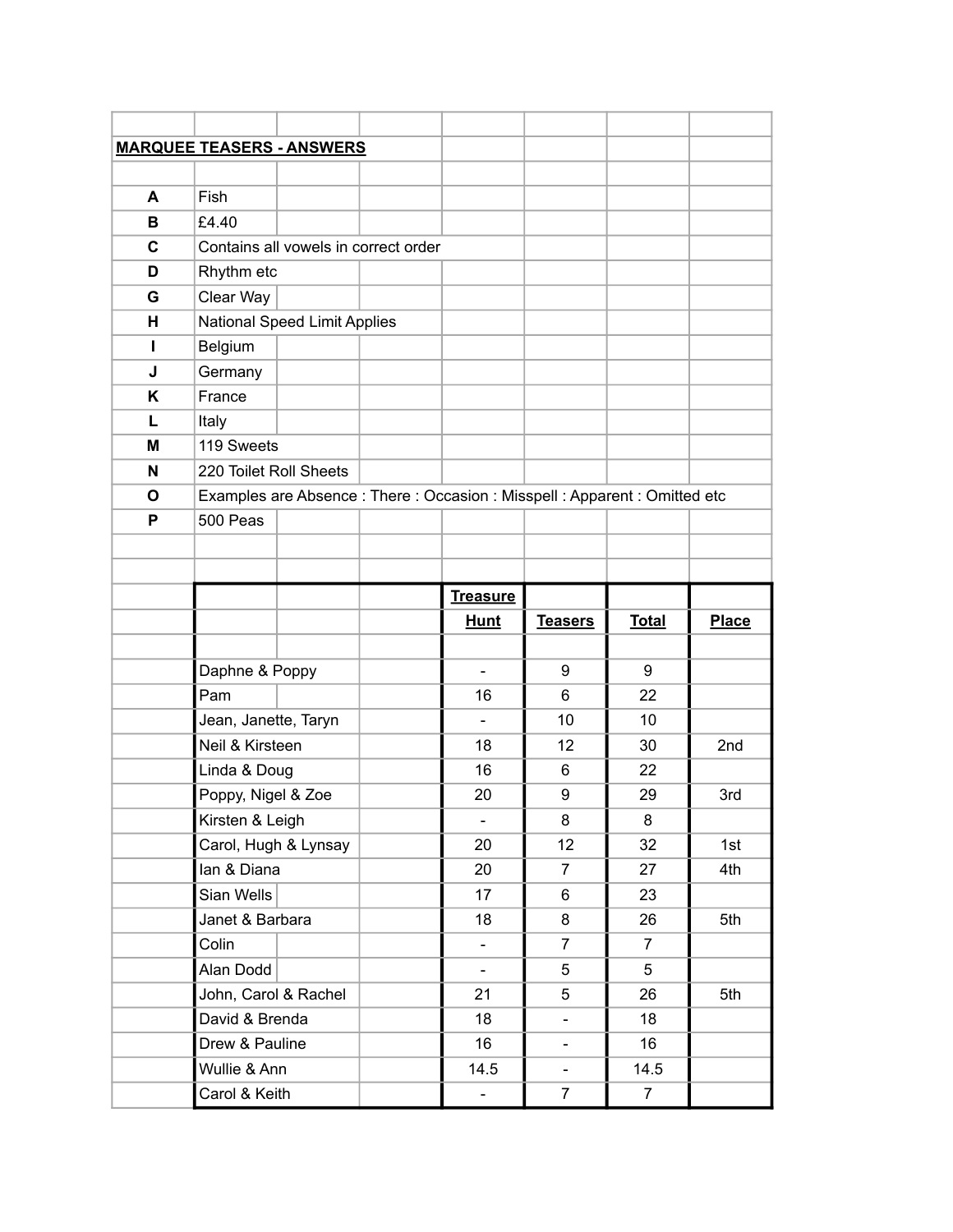**MARQUEE TEASERS - ANSWERS**

| | |
|---|---|
| **A** | Fish |
| **B** | £4.40 |
| **C** | Contains all vowels in correct order |
| **D** | Rhythm etc |
| **G** | Clear Way |
| **H** | National Speed Limit Applies |
| **I** | Belgium |
| **J** | Germany |
| **K** | France |
| **L** | Italy |
| **M** | 119 Sweets |
| **N** | 220 Toilet Roll Sheets |
| **O** | Examples are Absence : There : Occasion : Misspell : Apparent : Omitted etc |
| **P** | 500 Peas |

| | Treasure Hunt | Teasers | Total | Place |
|---|---|---|---|---|
| Daphne & Poppy | - | 9 | 9 | |
| Pam | 16 | 6 | 22 | |
| Jean, Janette, Taryn | - | 10 | 10 | |
| Neil & Kirsteen | 18 | 12 | 30 | 2nd |
| Linda & Doug | 16 | 6 | 22 | |
| Poppy, Nigel & Zoe | 20 | 9 | 29 | 3rd |
| Kirsten & Leigh | - | 8 | 8 | |
| Carol, Hugh & Lynsay | 20 | 12 | 32 | 1st |
| Ian & Diana | 20 | 7 | 27 | 4th |
| Sian Wells | 17 | 6 | 23 | |
| Janet & Barbara | 18 | 8 | 26 | 5th |
| Colin | - | 7 | 7 | |
| Alan Dodd | - | 5 | 5 | |
| John, Carol & Rachel | 21 | 5 | 26 | 5th |
| David & Brenda | 18 | - | 18 | |
| Drew & Pauline | 16 | - | 16 | |
| Wullie & Ann | 14.5 | - | 14.5 | |
| Carol & Keith | - | 7 | 7 | |